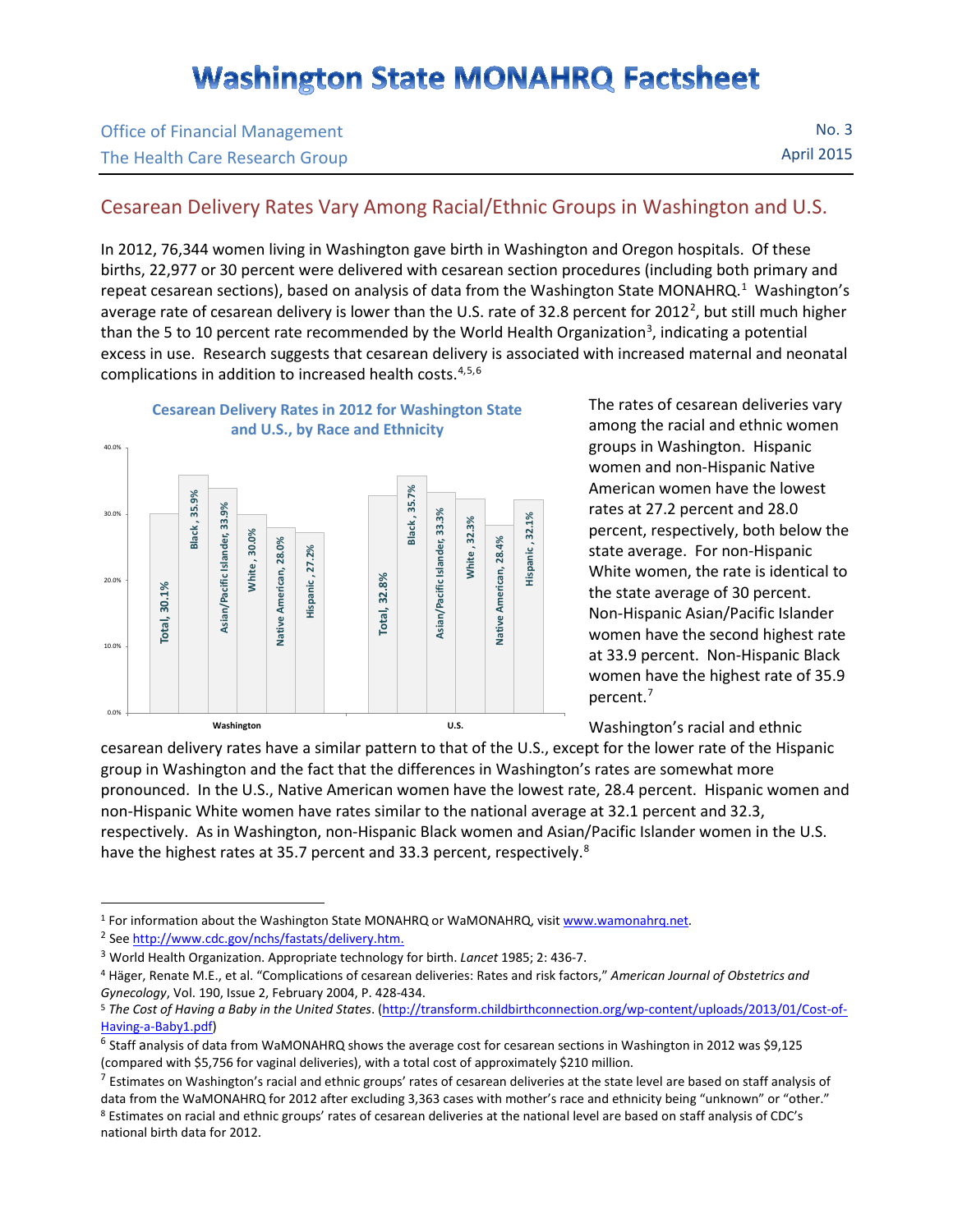# Washington State MONAHRQ Factsheet

Office of Financial Management
The Health Care Research Group

No. 3
April 2015

## Cesarean Delivery Rates Vary Among Racial/Ethnic Groups in Washington and U.S.

In 2012, 76,344 women living in Washington gave birth in Washington and Oregon hospitals. Of these births, 22,977 or 30 percent were delivered with cesarean section procedures (including both primary and repeat cesarean sections), based on analysis of data from the Washington State MONAHRQ.[1] Washington's average rate of cesarean delivery is lower than the U.S. rate of 32.8 percent for 2012[2], but still much higher than the 5 to 10 percent rate recommended by the World Health Organization[3], indicating a potential excess in use. Research suggests that cesarean delivery is associated with increased maternal and neonatal complications in addition to increased health costs.[4,5,6]

**Cesarean Delivery Rates in 2012 for Washington State and U.S., by Race and Ethnicity**

| | Total | Black | Asian/Pacific Islander | White | Native American | Hispanic |
|---|---|---|---|---|---|---|
| Washington | 30.1% | 35.9% | 33.9% | 30.0% | 28.0% | 27.2% |
| U.S. | 32.8% | 35.7% | 33.3% | 32.3% | 28.4% | 32.1% |

The rates of cesarean deliveries vary among the racial and ethnic women groups in Washington. Hispanic women and non-Hispanic Native American women have the lowest rates at 27.2 percent and 28.0 percent, respectively, both below the state average. For non-Hispanic White women, the rate is identical to the state average of 30 percent. Non-Hispanic Asian/Pacific Islander women have the second highest rate at 33.9 percent. Non-Hispanic Black women have the highest rate of 35.9 percent.[7]

Washington's racial and ethnic cesarean delivery rates have a similar pattern to that of the U.S., except for the lower rate of the Hispanic group in Washington and the fact that the differences in Washington's rates are somewhat more pronounced. In the U.S., Native American women have the lowest rate, 28.4 percent. Hispanic women and non-Hispanic White women have rates similar to the national average at 32.1 percent and 32.3, respectively. As in Washington, non-Hispanic Black women and Asian/Pacific Islander women in the U.S. have the highest rates at 35.7 percent and 33.3 percent, respectively.[8]

---

[1] For information about the Washington State MONAHRQ or WaMONAHRQ, visit www.wamonahrq.net.

[2] See http://www.cdc.gov/nchs/fastats/delivery.htm.

[3] World Health Organization. Appropriate technology for birth. *Lancet* 1985; 2: 436-7.

[4] Häger, Renate M.E., et al. "Complications of cesarean deliveries: Rates and risk factors," *American Journal of Obstetrics and Gynecology*, Vol. 190, Issue 2, February 2004, P. 428-434.

[5] *The Cost of Having a Baby in the United States*. (http://transform.childbirthconnection.org/wp-content/uploads/2013/01/Cost-of-Having-a-Baby1.pdf)

[6] Staff analysis of data from WaMONAHRQ shows the average cost for cesarean sections in Washington in 2012 was $9,125 (compared with $5,756 for vaginal deliveries), with a total cost of approximately $210 million.

[7] Estimates on Washington's racial and ethnic groups' rates of cesarean deliveries at the state level are based on staff analysis of data from the WaMONAHRQ for 2012 after excluding 3,363 cases with mother's race and ethnicity being "unknown" or "other."

[8] Estimates on racial and ethnic groups' rates of cesarean deliveries at the national level are based on staff analysis of CDC's national birth data for 2012.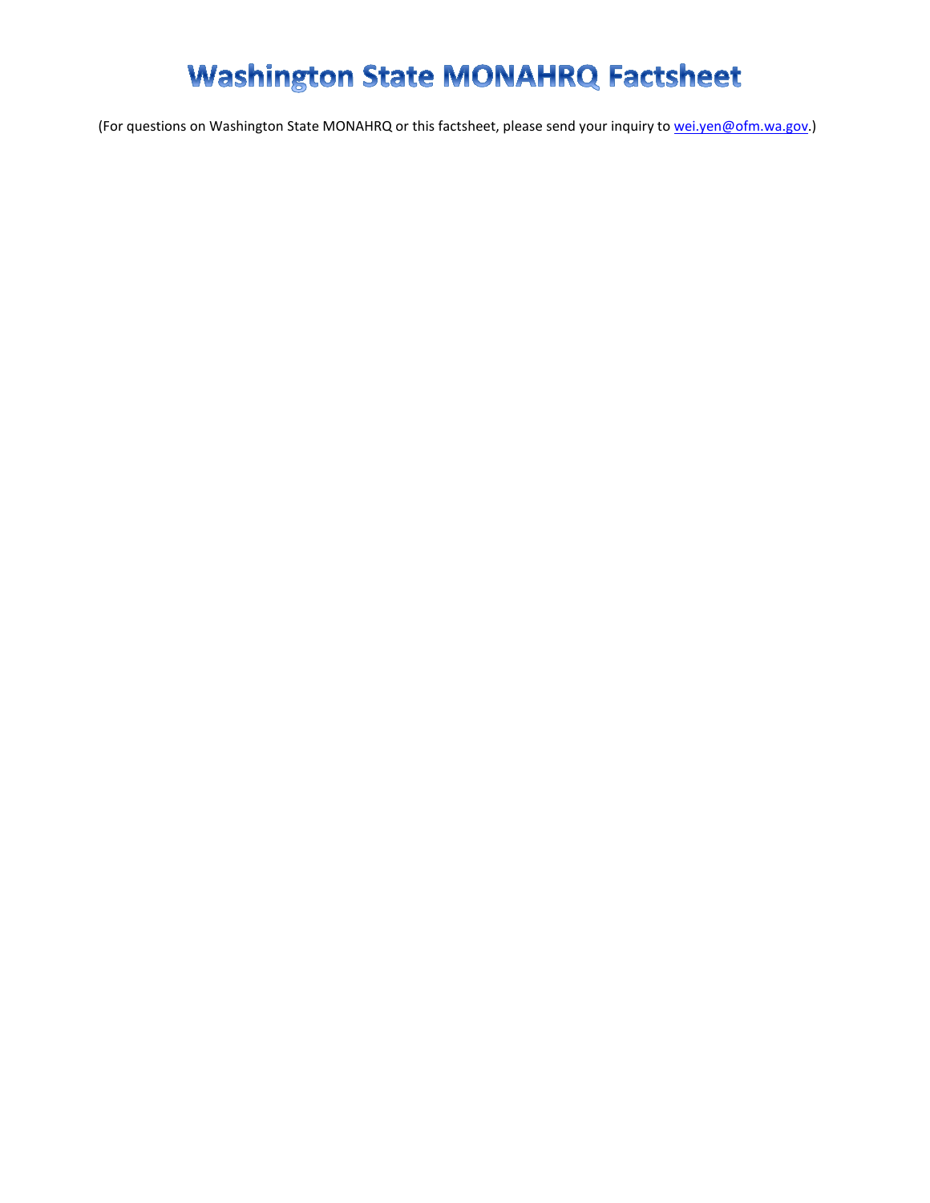# Washington State MONAHRQ Factsheet

(For questions on Washington State MONAHRQ or this factsheet, please send your inquiry to wei.yen@ofm.wa.gov.)